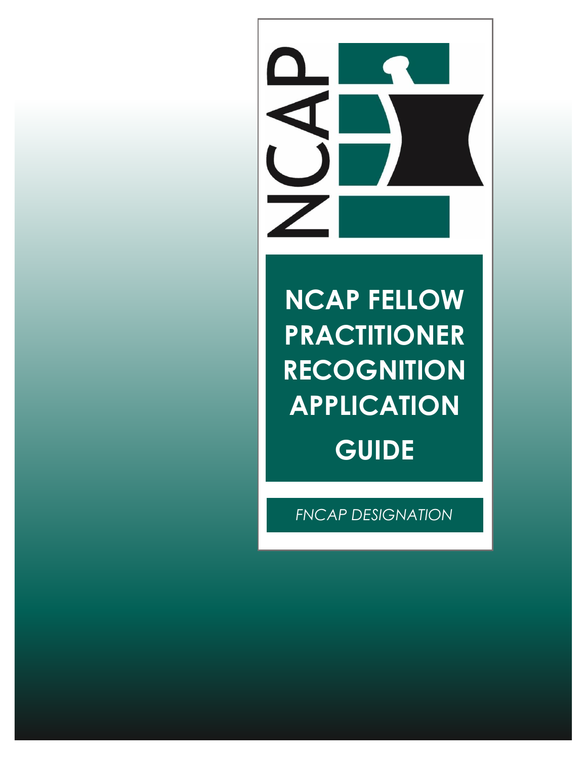NCAP

# NCAP FELLOW PRACTITIONER RECOGNITION APPLICATION GUIDE

*FNCAP DESIGNATION*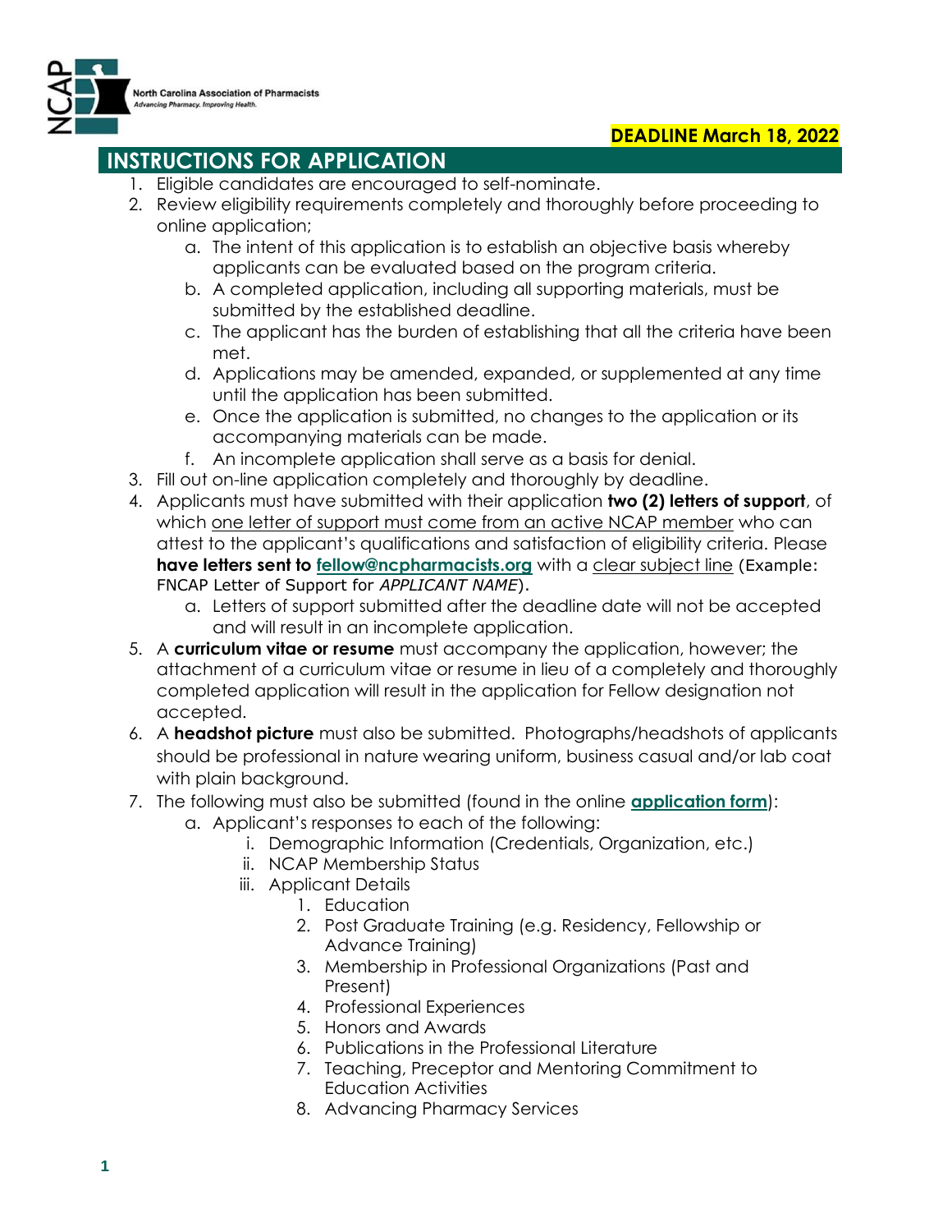North Carolina Association of Pharmacists
*Advancing Pharmacy. Improving Health.*

**DEADLINE March 18, 2022**

## INSTRUCTIONS FOR APPLICATION

1. Eligible candidates are encouraged to self-nominate.
2. Review eligibility requirements completely and thoroughly before proceeding to online application;
   a. The intent of this application is to establish an objective basis whereby applicants can be evaluated based on the program criteria.
   b. A completed application, including all supporting materials, must be submitted by the established deadline.
   c. The applicant has the burden of establishing that all the criteria have been met.
   d. Applications may be amended, expanded, or supplemented at any time until the application has been submitted.
   e. Once the application is submitted, no changes to the application or its accompanying materials can be made.
   f. An incomplete application shall serve as a basis for denial.
3. Fill out on-line application completely and thoroughly by deadline.
4. Applicants must have submitted with their application **two (2) letters of support**, of which one letter of support must come from an active NCAP member who can attest to the applicant's qualifications and satisfaction of eligibility criteria. Please **have letters sent to [fellow@ncpharmacists.org](mailto:fellow@ncpharmacists.org)** with a clear subject line (Example: FNCAP Letter of Support for *APPLICANT NAME*).
   a. Letters of support submitted after the deadline date will not be accepted and will result in an incomplete application.
5. A **curriculum vitae or resume** must accompany the application, however; the attachment of a curriculum vitae or resume in lieu of a completely and thoroughly completed application will result in the application for Fellow designation not accepted.
6. A **headshot picture** must also be submitted. Photographs/headshots of applicants should be professional in nature wearing uniform, business casual and/or lab coat with plain background.
7. The following must also be submitted (found in the online **application form**):
   a. Applicant's responses to each of the following:
      i. Demographic Information (Credentials, Organization, etc.)
      ii. NCAP Membership Status
      iii. Applicant Details
         1. Education
         2. Post Graduate Training (e.g. Residency, Fellowship or Advance Training)
         3. Membership in Professional Organizations (Past and Present)
         4. Professional Experiences
         5. Honors and Awards
         6. Publications in the Professional Literature
         7. Teaching, Preceptor and Mentoring Commitment to Education Activities
         8. Advancing Pharmacy Services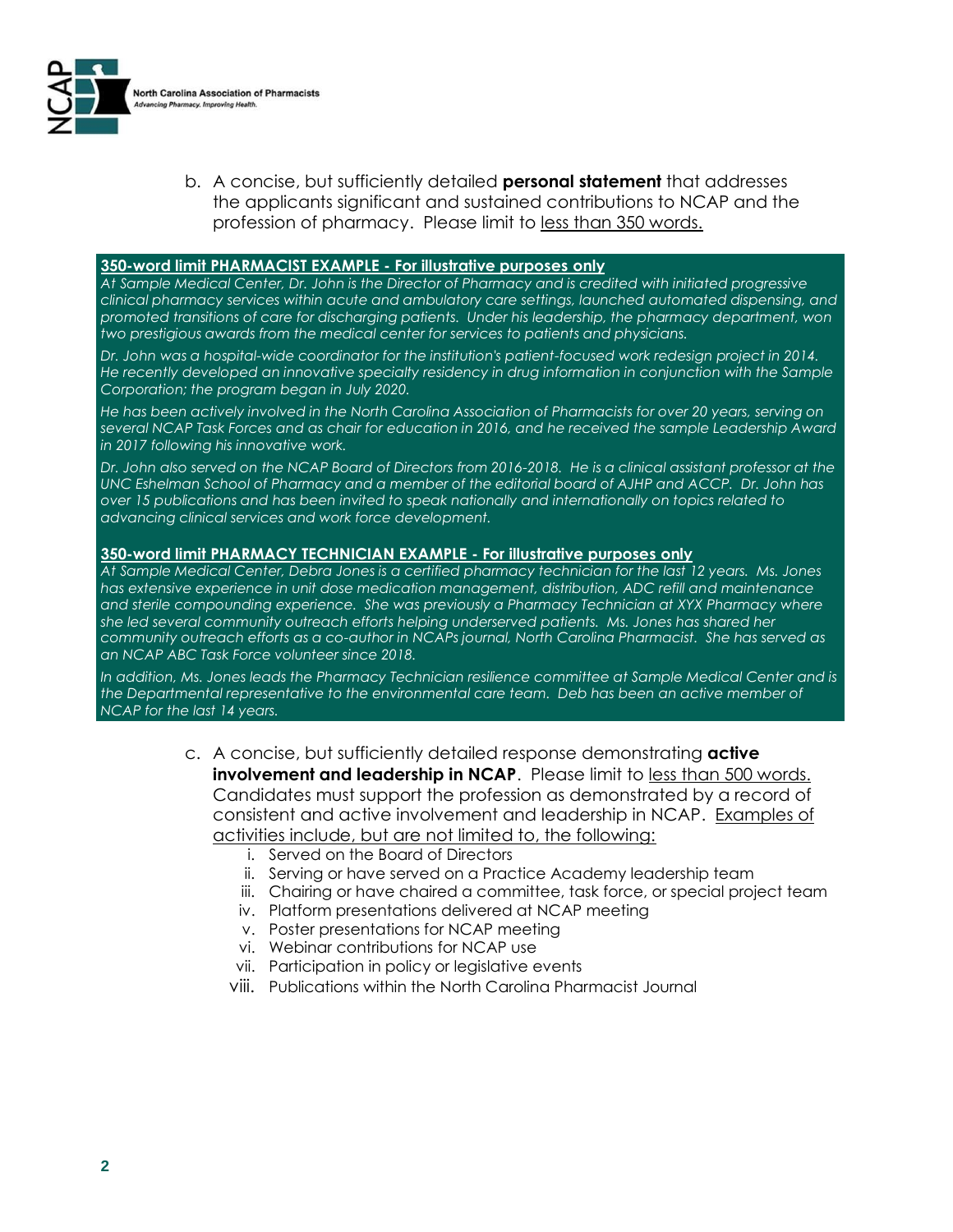b. A concise, but sufficiently detailed **personal statement** that addresses the applicants significant and sustained contributions to NCAP and the profession of pharmacy. Please limit to <u>less than 350 words.</u>

**<u>350-word limit PHARMACIST EXAMPLE - For illustrative purposes only</u>**

*At Sample Medical Center, Dr. John is the Director of Pharmacy and is credited with initiated progressive clinical pharmacy services within acute and ambulatory care settings, launched automated dispensing, and promoted transitions of care for discharging patients. Under his leadership, the pharmacy department, won two prestigious awards from the medical center for services to patients and physicians.*

*Dr. John was a hospital-wide coordinator for the institution's patient-focused work redesign project in 2014. He recently developed an innovative specialty residency in drug information in conjunction with the Sample Corporation; the program began in July 2020.*

*He has been actively involved in the North Carolina Association of Pharmacists for over 20 years, serving on several NCAP Task Forces and as chair for education in 2016, and he received the sample Leadership Award in 2017 following his innovative work.*

*Dr. John also served on the NCAP Board of Directors from 2016-2018. He is a clinical assistant professor at the UNC Eshelman School of Pharmacy and a member of the editorial board of AJHP and ACCP. Dr. John has over 15 publications and has been invited to speak nationally and internationally on topics related to advancing clinical services and work force development.*

**<u>350-word limit PHARMACY TECHNICIAN EXAMPLE - For illustrative purposes only</u>**

*At Sample Medical Center, Debra Jones is a certified pharmacy technician for the last 12 years. Ms. Jones has extensive experience in unit dose medication management, distribution, ADC refill and maintenance and sterile compounding experience. She was previously a Pharmacy Technician at XYX Pharmacy where she led several community outreach efforts helping underserved patients. Ms. Jones has shared her community outreach efforts as a co-author in NCAPs journal, North Carolina Pharmacist. She has served as an NCAP ABC Task Force volunteer since 2018.*

*In addition, Ms. Jones leads the Pharmacy Technician resilience committee at Sample Medical Center and is the Departmental representative to the environmental care team. Deb has been an active member of NCAP for the last 14 years.*

c. A concise, but sufficiently detailed response demonstrating **active involvement and leadership in NCAP**. Please limit to <u>less than 500 words.</u> Candidates must support the profession as demonstrated by a record of consistent and active involvement and leadership in NCAP. <u>Examples of activities include, but are not limited to, the following:</u>

i. Served on the Board of Directors
ii. Serving or have served on a Practice Academy leadership team
iii. Chairing or have chaired a committee, task force, or special project team
iv. Platform presentations delivered at NCAP meeting
v. Poster presentations for NCAP meeting
vi. Webinar contributions for NCAP use
vii. Participation in policy or legislative events
viii. Publications within the North Carolina Pharmacist Journal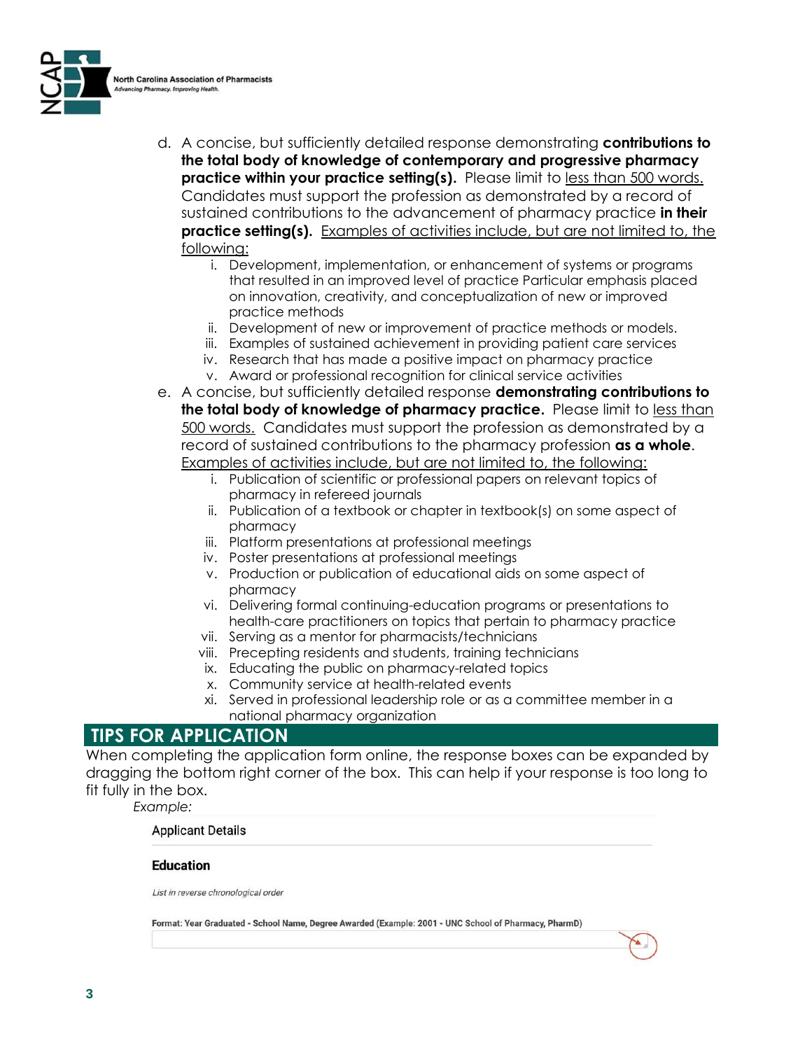d. A concise, but sufficiently detailed response demonstrating **contributions to the total body of knowledge of contemporary and progressive pharmacy practice within your practice setting(s).** Please limit to less than 500 words. Candidates must support the profession as demonstrated by a record of sustained contributions to the advancement of pharmacy practice **in their practice setting(s).** Examples of activities include, but are not limited to, the following:

   i. Development, implementation, or enhancement of systems or programs that resulted in an improved level of practice Particular emphasis placed on innovation, creativity, and conceptualization of new or improved practice methods
   ii. Development of new or improvement of practice methods or models.
   iii. Examples of sustained achievement in providing patient care services
   iv. Research that has made a positive impact on pharmacy practice
   v. Award or professional recognition for clinical service activities

e. A concise, but sufficiently detailed response **demonstrating contributions to the total body of knowledge of pharmacy practice.** Please limit to less than 500 words. Candidates must support the profession as demonstrated by a record of sustained contributions to the pharmacy profession **as a whole**. Examples of activities include, but are not limited to, the following:

   i. Publication of scientific or professional papers on relevant topics of pharmacy in refereed journals
   ii. Publication of a textbook or chapter in textbook(s) on some aspect of pharmacy
   iii. Platform presentations at professional meetings
   iv. Poster presentations at professional meetings
   v. Production or publication of educational aids on some aspect of pharmacy
   vi. Delivering formal continuing-education programs or presentations to health-care practitioners on topics that pertain to pharmacy practice
   vii. Serving as a mentor for pharmacists/technicians
   viii. Precepting residents and students, training technicians
   ix. Educating the public on pharmacy-related topics
   x. Community service at health-related events
   xi. Served in professional leadership role or as a committee member in a national pharmacy organization

## TIPS FOR APPLICATION

When completing the application form online, the response boxes can be expanded by dragging the bottom right corner of the box. This can help if your response is too long to fit fully in the box.

*Example:*

Applicant Details

**Education**

*List in reverse chronological order*

**Format: Year Graduated - School Name, Degree Awarded (Example: 2001 - UNC School of Pharmacy, PharmD)**